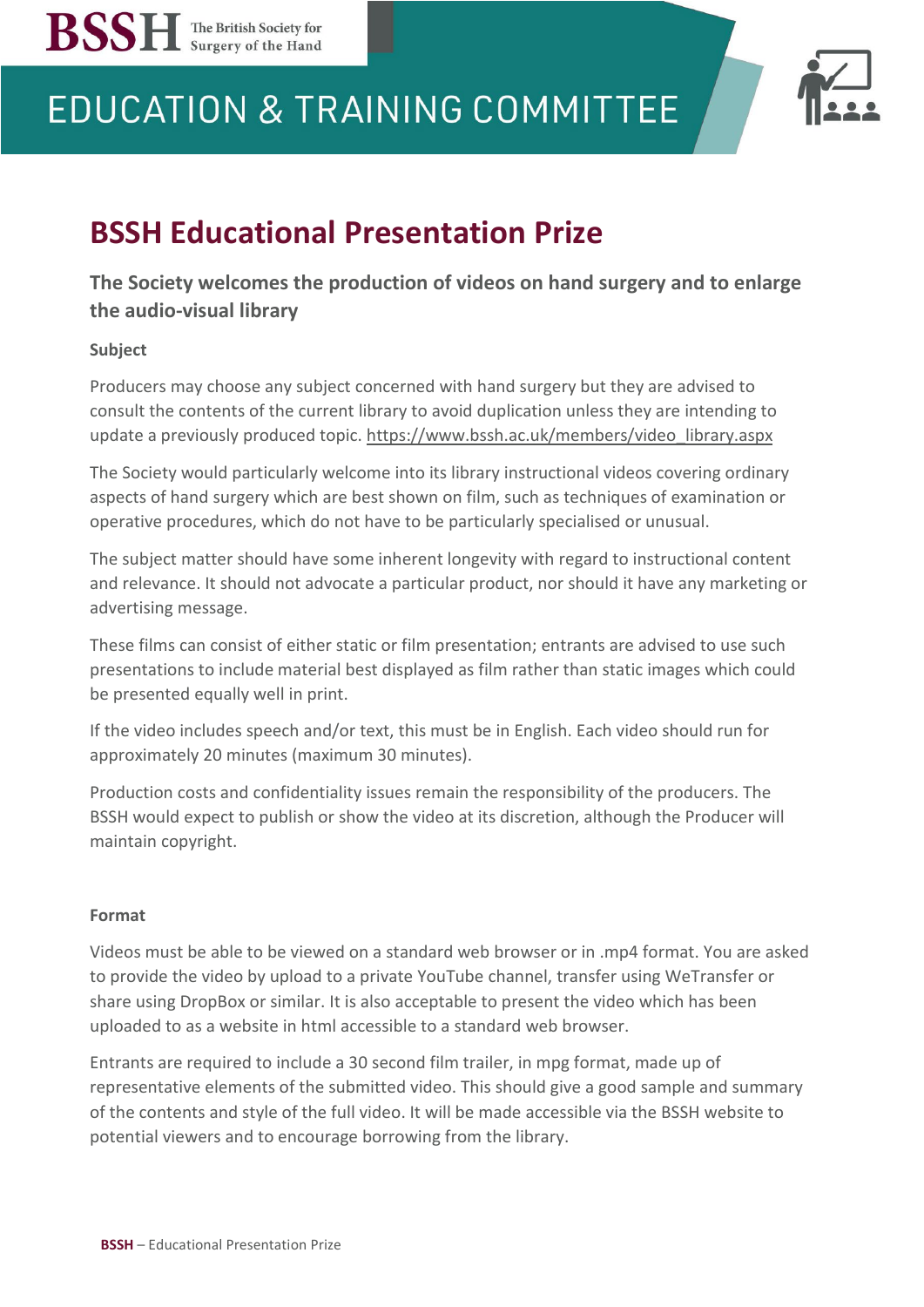BSSH The British Society for Surgery of the Hand

EDUCATION & TRAINING COMMITTEE

# BSSH Educational Presentation Prize

## The Society welcomes the production of videos on hand surgery and to enlarge the audio-visual library

### Subject

Producers may choose any subject concerned with hand surgery but they are advised to consult the contents of the current library to avoid duplication unless they are intending to update a previously produced topic. https://www.bssh.ac.uk/members/video_library.aspx

The Society would particularly welcome into its library instructional videos covering ordinary aspects of hand surgery which are best shown on film, such as techniques of examination or operative procedures, which do not have to be particularly specialised or unusual.

The subject matter should have some inherent longevity with regard to instructional content and relevance. It should not advocate a particular product, nor should it have any marketing or advertising message.

These films can consist of either static or film presentation; entrants are advised to use such presentations to include material best displayed as film rather than static images which could be presented equally well in print.

If the video includes speech and/or text, this must be in English. Each video should run for approximately 20 minutes (maximum 30 minutes).

Production costs and confidentiality issues remain the responsibility of the producers. The BSSH would expect to publish or show the video at its discretion, although the Producer will maintain copyright.

### Format

Videos must be able to be viewed on a standard web browser or in .mp4 format. You are asked to provide the video by upload to a private YouTube channel, transfer using WeTransfer or share using DropBox or similar. It is also acceptable to present the video which has been uploaded to as a website in html accessible to a standard web browser.

Entrants are required to include a 30 second film trailer, in mpg format, made up of representative elements of the submitted video. This should give a good sample and summary of the contents and style of the full video. It will be made accessible via the BSSH website to potential viewers and to encourage borrowing from the library.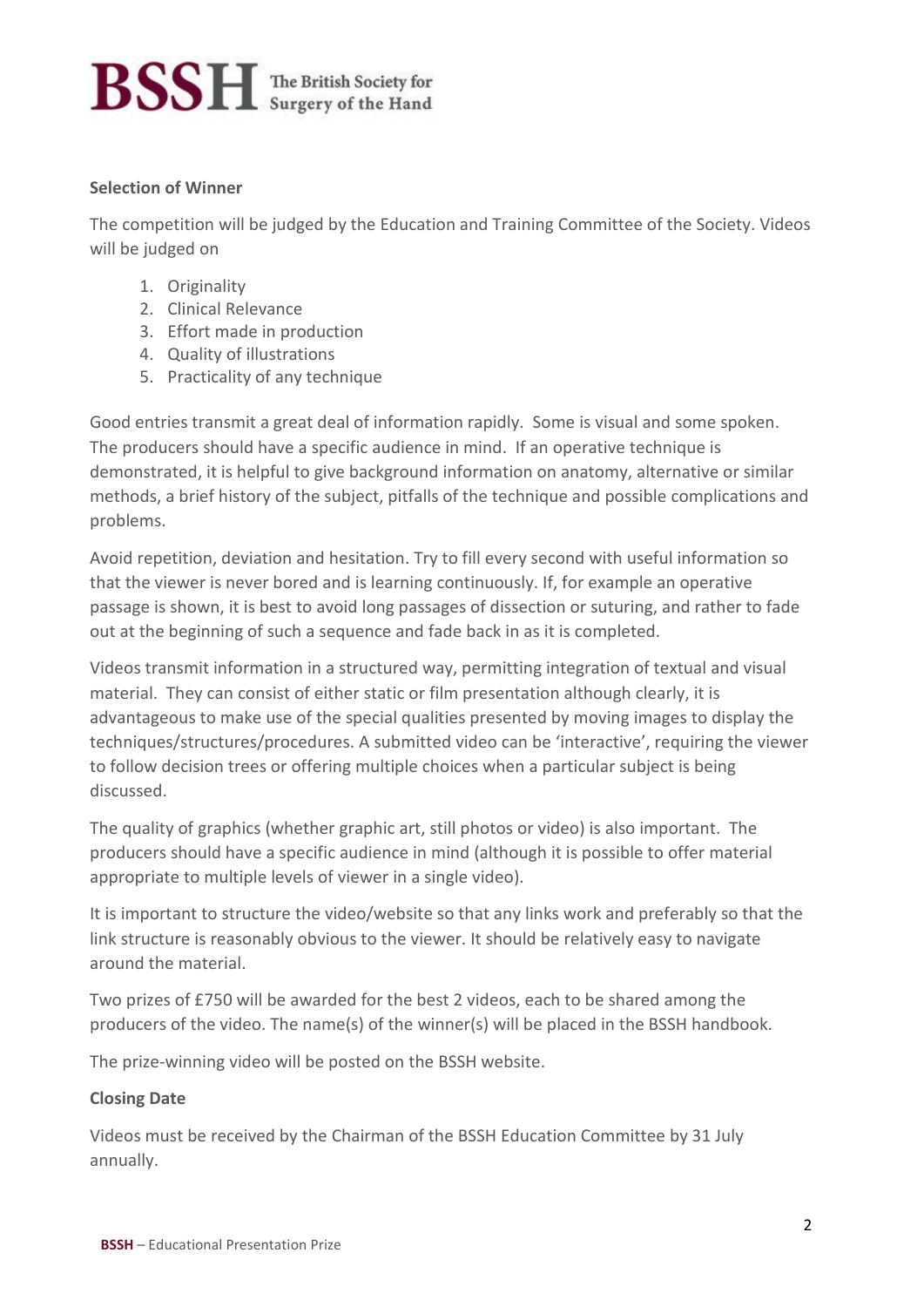**Selection of Winner**

The competition will be judged by the Education and Training Committee of the Society. Videos will be judged on

1. Originality
2. Clinical Relevance
3. Effort made in production
4. Quality of illustrations
5. Practicality of any technique

Good entries transmit a great deal of information rapidly. Some is visual and some spoken. The producers should have a specific audience in mind. If an operative technique is demonstrated, it is helpful to give background information on anatomy, alternative or similar methods, a brief history of the subject, pitfalls of the technique and possible complications and problems.

Avoid repetition, deviation and hesitation. Try to fill every second with useful information so that the viewer is never bored and is learning continuously. If, for example an operative passage is shown, it is best to avoid long passages of dissection or suturing, and rather to fade out at the beginning of such a sequence and fade back in as it is completed.

Videos transmit information in a structured way, permitting integration of textual and visual material. They can consist of either static or film presentation although clearly, it is advantageous to make use of the special qualities presented by moving images to display the techniques/structures/procedures. A submitted video can be 'interactive', requiring the viewer to follow decision trees or offering multiple choices when a particular subject is being discussed.

The quality of graphics (whether graphic art, still photos or video) is also important. The producers should have a specific audience in mind (although it is possible to offer material appropriate to multiple levels of viewer in a single video).

It is important to structure the video/website so that any links work and preferably so that the link structure is reasonably obvious to the viewer. It should be relatively easy to navigate around the material.

Two prizes of £750 will be awarded for the best 2 videos, each to be shared among the producers of the video. The name(s) of the winner(s) will be placed in the BSSH handbook.

The prize-winning video will be posted on the BSSH website.

**Closing Date**

Videos must be received by the Chairman of the BSSH Education Committee by 31 July annually.